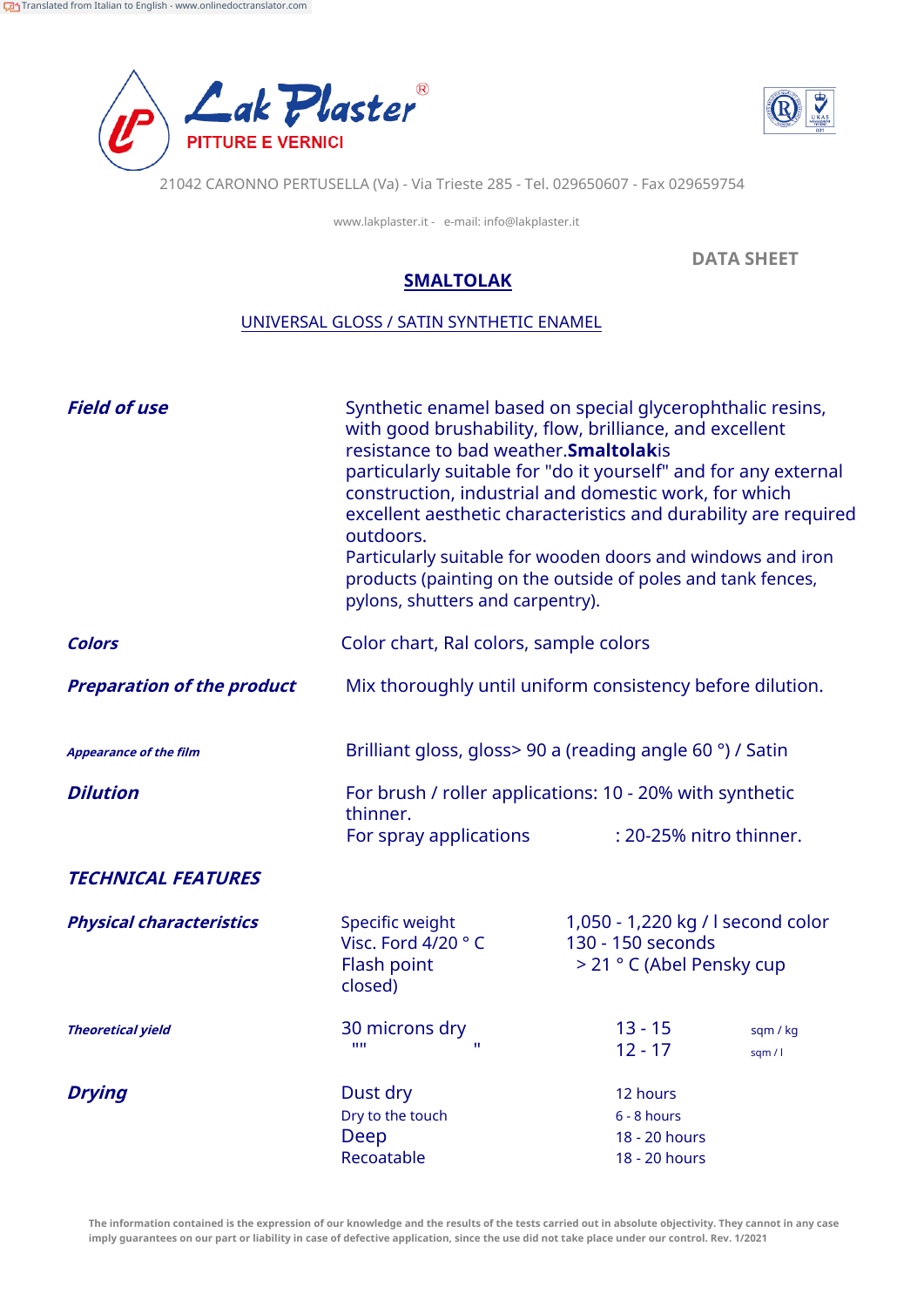Translated from Italian to English - www.onlinedoctranslator.com

**Lak Plaster**®
PITTURE E VERNICI

21042 CARONNO PERTUSELLA (Va) - Via Trieste 285 - Tel. 029650607 - Fax 029659754

www.lakplaster.it - e-mail: info@lakplaster.it

DATA SHEET

# SMALTOLAK

## UNIVERSAL GLOSS / SATIN SYNTHETIC ENAMEL

***Field of use***

Synthetic enamel based on special glycerophthalic resins, with good brushability, flow, brilliance, and excellent resistance to bad weather.**Smaltolak**is particularly suitable for "do it yourself" and for any external construction, industrial and domestic work, for which excellent aesthetic characteristics and durability are required outdoors.
Particularly suitable for wooden doors and windows and iron products (painting on the outside of poles and tank fences, pylons, shutters and carpentry).

***Colors***

Color chart, Ral colors, sample colors

***Preparation of the product***

Mix thoroughly until uniform consistency before dilution.

***Appearance of the film***

Brilliant gloss, gloss> 90 a (reading angle 60 °) / Satin

***Dilution***

For brush / roller applications: 10 - 20% with synthetic thinner.
For spray applications : 20-25% nitro thinner.

***TECHNICAL FEATURES***

***Physical characteristics***

| | |
|---|---|
| Specific weight | 1,050 - 1,220 kg / l second color |
| Visc. Ford 4/20 ° C | 130 - 150 seconds |
| Flash point | > 21 ° C (Abel Pensky cup closed) |

***Theoretical yield***

| | | |
|---|---|---|
| 30 microns dry | 13 - 15 | sqm / kg |
| "" " | 12 - 17 | sqm / l |

***Drying***

| | |
|---|---|
| Dust dry | 12 hours |
| Dry to the touch | 6 - 8 hours |
| Deep | 18 - 20 hours |
| Recoatable | 18 - 20 hours |

**The information contained is the expression of our knowledge and the results of the tests carried out in absolute objectivity. They cannot in any case imply guarantees on our part or liability in case of defective application, since the use did not take place under our control. Rev. 1/2021**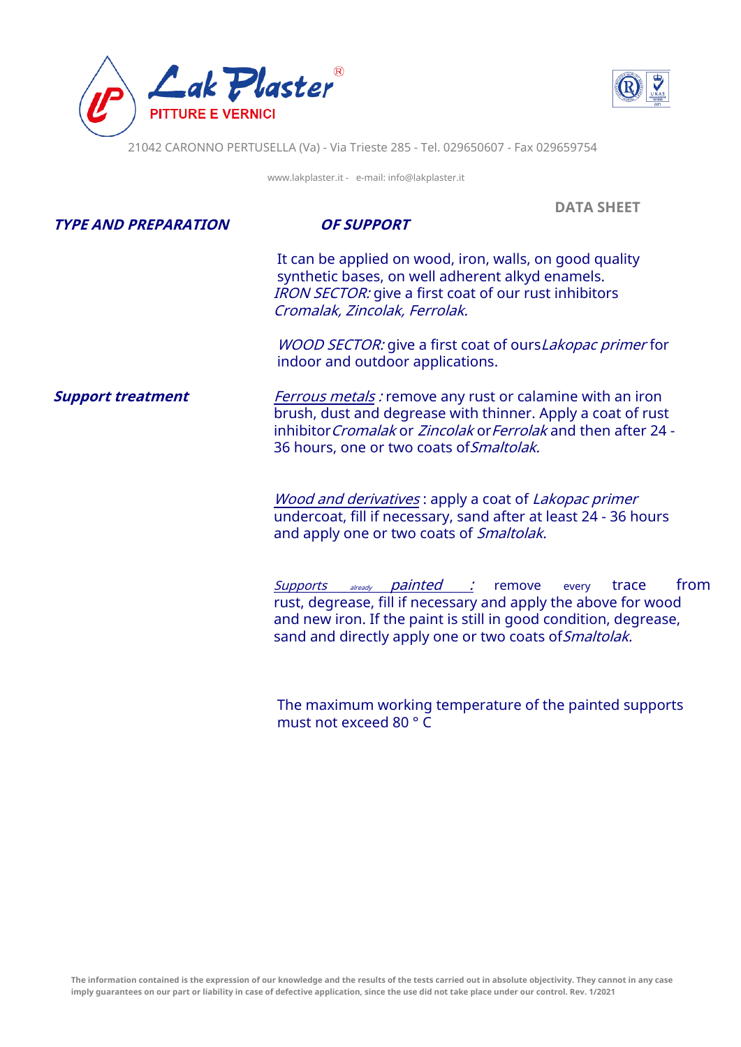Lak Plaster®
PITTURE E VERNICI

21042 CARONNO PERTUSELLA (Va) - Via Trieste 285 - Tel. 029650607 - Fax 029659754

www.lakplaster.it - e-mail: info@lakplaster.it

**DATA SHEET**

***TYPE AND PREPARATION OF SUPPORT***

It can be applied on wood, iron, walls, on good quality synthetic bases, on well adherent alkyd enamels.
*IRON SECTOR:* give a first coat of our rust inhibitors *Cromalak, Zincolak, Ferrolak.*

*WOOD SECTOR:* give a first coat of ours *Lakopac primer* for indoor and outdoor applications.

***Support treatment***

*Ferrous metals* : remove any rust or calamine with an iron brush, dust and degrease with thinner. Apply a coat of rust inhibitor *Cromalak* or *Zincolak* or *Ferrolak* and then after 24 - 36 hours, one or two coats of *Smaltolak.*

*Wood and derivatives* : apply a coat of *Lakopac primer* undercoat, fill if necessary, sand after at least 24 - 36 hours and apply one or two coats of *Smaltolak.*

*Supports already painted* : remove every trace from rust, degrease, fill if necessary and apply the above for wood and new iron. If the paint is still in good condition, degrease, sand and directly apply one or two coats of *Smaltolak.*

The maximum working temperature of the painted supports must not exceed 80 ° C

**The information contained is the expression of our knowledge and the results of the tests carried out in absolute objectivity. They cannot in any case imply guarantees on our part or liability in case of defective application, since the use did not take place under our control. Rev. 1/2021**